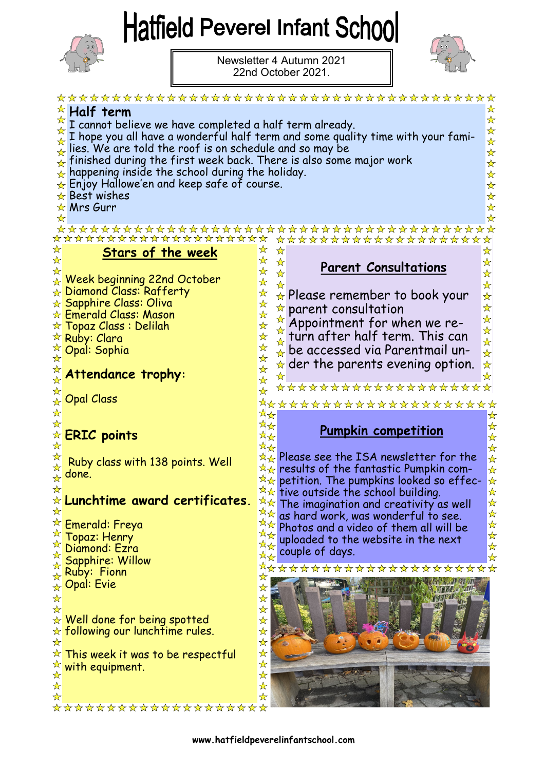# Hatfield Peverel Infant School

Newsletter 4 Autumn 2021
22nd October 2021.

## Half term

I cannot believe we have completed a half term already.
I hope you all have a wonderful half term and some quality time with your families. We are told the roof is on schedule and so may be finished during the first week back. There is also some major work happening inside the school during the holiday.
Enjoy Hallowe'en and keep safe of course.
Best wishes
Mrs Gurr

## Stars of the week

Week beginning 22nd October
Diamond Class: Rafferty
Sapphire Class: Oliva
Emerald Class: Mason
Topaz Class : Delilah
Ruby: Clara
Opal: Sophia

**Attendance trophy:**

Opal Class

**ERIC points**

Ruby class with 138 points. Well done.

**Lunchtime award certificates.**

Emerald: Freya
Topaz: Henry
Diamond: Ezra
Sapphire: Willow
Ruby: Fionn
Opal: Evie

Well done for being spotted following our lunchtime rules.

This week it was to be respectful with equipment.

## Parent Consultations

Please remember to book your parent consultation Appointment for when we return after half term. This can be accessed via Parentmail under the parents evening option.

## Pumpkin competition

Please see the ISA newsletter for the results of the fantastic Pumpkin competition. The pumpkins looked so effective outside the school building. The imagination and creativity as well as hard work, was wonderful to see. Photos and a video of them all will be uploaded to the website in the next couple of days.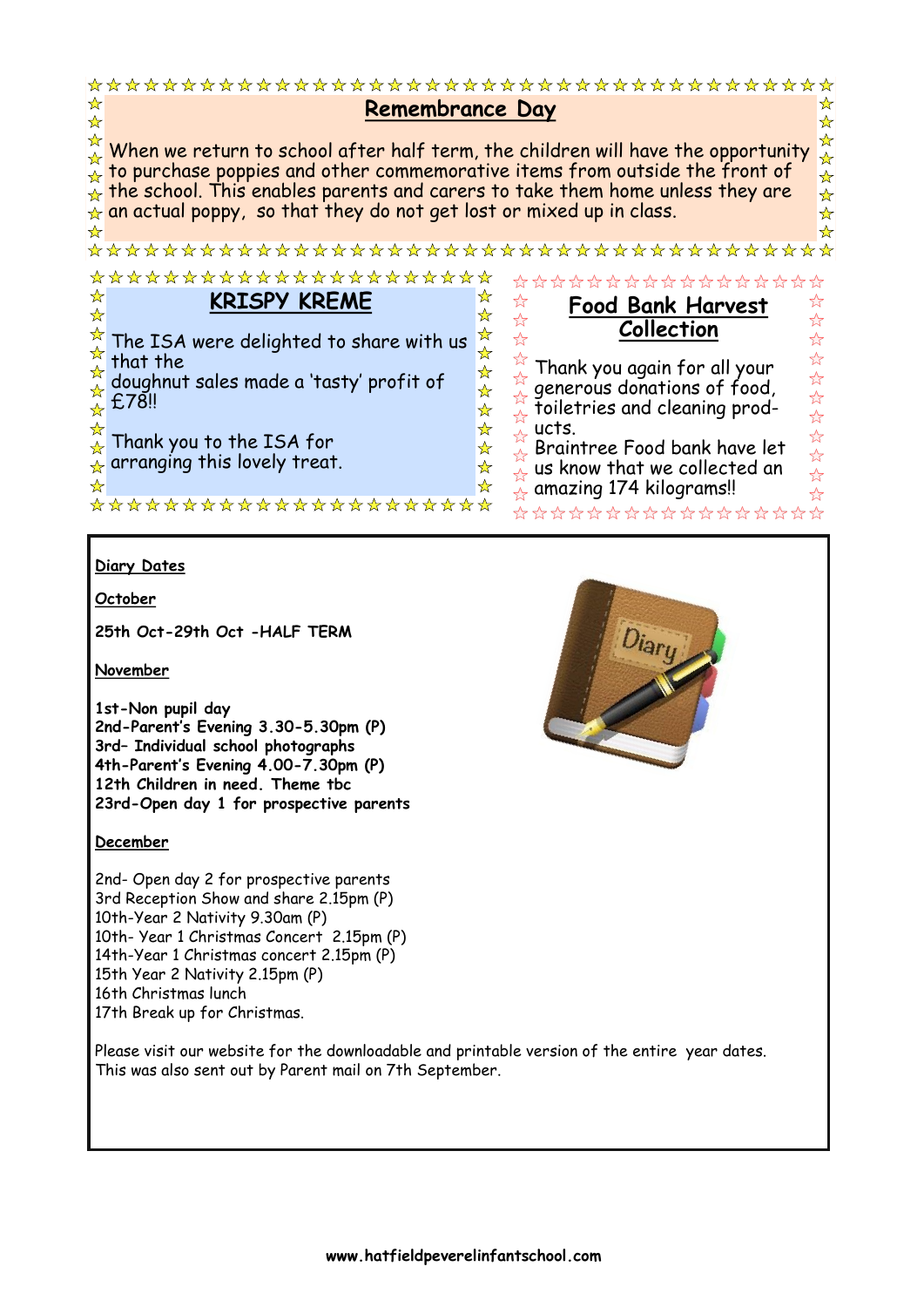## Remembrance Day

When we return to school after half term, the children will have the opportunity to purchase poppies and other commemorative items from outside the front of the school. This enables parents and carers to take them home unless they are an actual poppy, so that they do not get lost or mixed up in class.

## KRISPY KREME

The ISA were delighted to share with us that the doughnut sales made a 'tasty' profit of £78!!

Thank you to the ISA for arranging this lovely treat.

## Food Bank Harvest Collection

Thank you again for all your generous donations of food, toiletries and cleaning products.
Braintree Food bank have let us know that we collected an amazing 174 kilograms!!

**Diary Dates**

**October**

**25th Oct-29th Oct -HALF TERM**

**November**

**1st-Non pupil day**
**2nd-Parent's Evening 3.30-5.30pm (P)**
**3rd– Individual school photographs**
**4th-Parent's Evening 4.00-7.30pm (P)**
**12th Children in need. Theme tbc**
**23rd-Open day 1 for prospective parents**

**December**

2nd- Open day 2 for prospective parents
3rd Reception Show and share 2.15pm (P)
10th-Year 2 Nativity 9.30am (P)
10th- Year 1 Christmas Concert 2.15pm (P)
14th-Year 1 Christmas concert 2.15pm (P)
15th Year 2 Nativity 2.15pm (P)
16th Christmas lunch
17th Break up for Christmas.

Please visit our website for the downloadable and printable version of the entire year dates. This was also sent out by Parent mail on 7th September.

**www.hatfieldpeverelinfantschool.com**